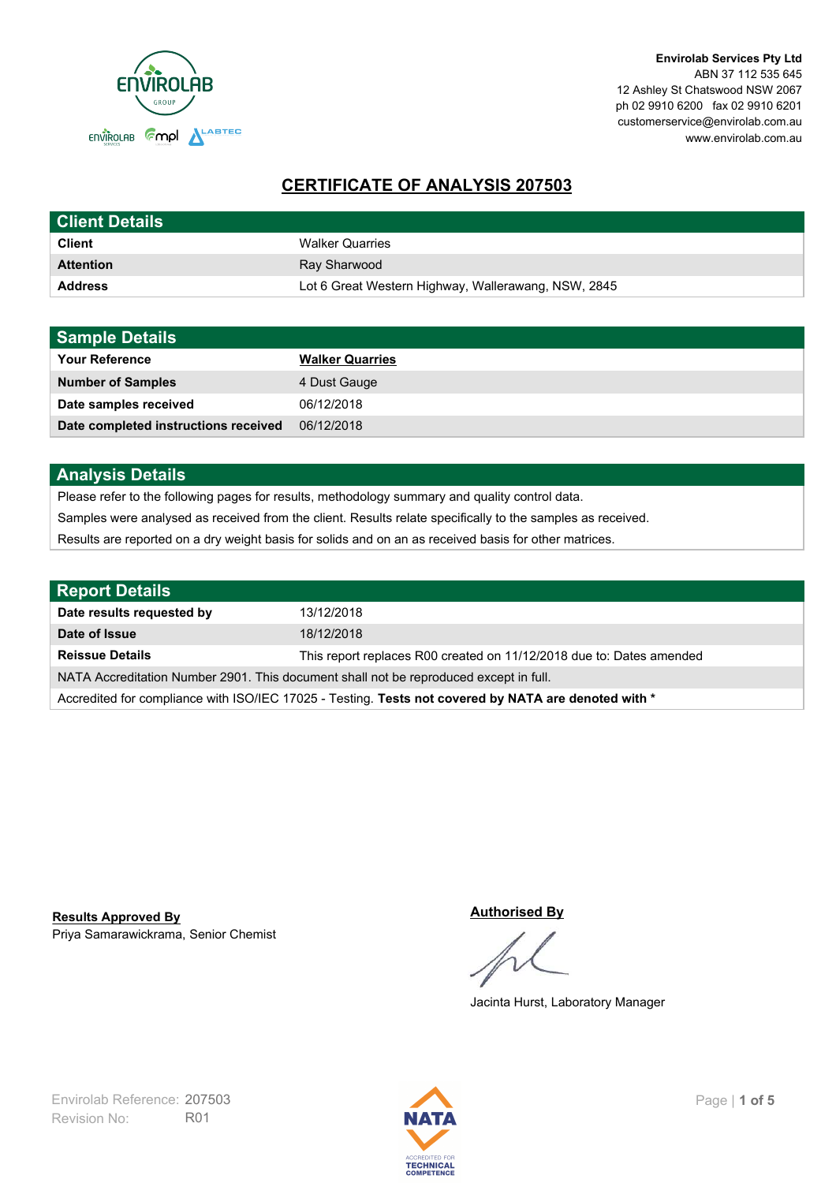**Envirolab Services Pty Ltd**
ABN 37 112 535 645
12 Ashley St Chatswood NSW 2067
ph 02 9910 6200 fax 02 9910 6201
customerservice@envirolab.com.au
www.envirolab.com.au

# CERTIFICATE OF ANALYSIS 207503

## Client Details

| | |
|---|---|
| **Client** | Walker Quarries |
| **Attention** | Ray Sharwood |
| **Address** | Lot 6 Great Western Highway, Wallerawang, NSW, 2845 |

## Sample Details

| | |
|---|---|
| **Your Reference** | **Walker Quarries** |
| **Number of Samples** | 4 Dust Gauge |
| **Date samples received** | 06/12/2018 |
| **Date completed instructions received** | 06/12/2018 |

## Analysis Details

Please refer to the following pages for results, methodology summary and quality control data.

Samples were analysed as received from the client. Results relate specifically to the samples as received.

Results are reported on a dry weight basis for solids and on an as received basis for other matrices.

## Report Details

| | |
|---|---|
| **Date results requested by** | 13/12/2018 |
| **Date of Issue** | 18/12/2018 |
| **Reissue Details** | This report replaces R00 created on 11/12/2018 due to: Dates amended |

NATA Accreditation Number 2901. This document shall not be reproduced except in full.

Accredited for compliance with ISO/IEC 17025 - Testing. **Tests not covered by NATA are denoted with ***

**Results Approved By**
Priya Samarawickrama, Senior Chemist

**Authorised By**
Jacinta Hurst, Laboratory Manager

Envirolab Reference: 207503
Revision No: R01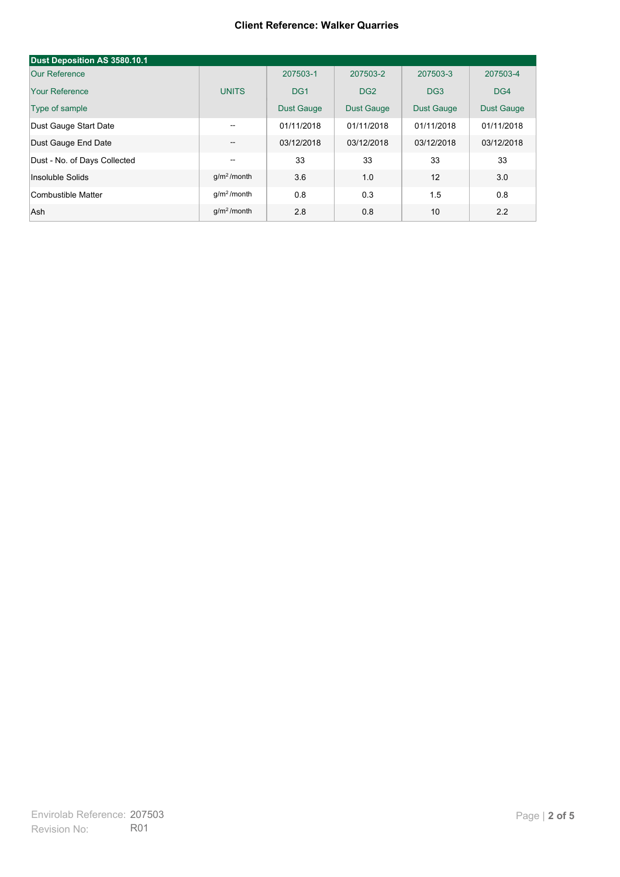**Client Reference: Walker Quarries**

| Dust Deposition AS 3580.10.1 | | | | | |
|---|---|---|---|---|---|
| Our Reference | | 207503-1 | 207503-2 | 207503-3 | 207503-4 |
| Your Reference | UNITS | DG1 | DG2 | DG3 | DG4 |
| Type of sample | | Dust Gauge | Dust Gauge | Dust Gauge | Dust Gauge |
| Dust Gauge Start Date | -- | 01/11/2018 | 01/11/2018 | 01/11/2018 | 01/11/2018 |
| Dust Gauge End Date | -- | 03/12/2018 | 03/12/2018 | 03/12/2018 | 03/12/2018 |
| Dust - No. of Days Collected | -- | 33 | 33 | 33 | 33 |
| Insoluble Solids | $g/m^2$ /month | 3.6 | 1.0 | 12 | 3.0 |
| Combustible Matter | $g/m^2$ /month | 0.8 | 0.3 | 1.5 | 0.8 |
| Ash | $g/m^2$ /month | 2.8 | 0.8 | 10 | 2.2 |

Envirolab Reference: 207503
Revision No: R01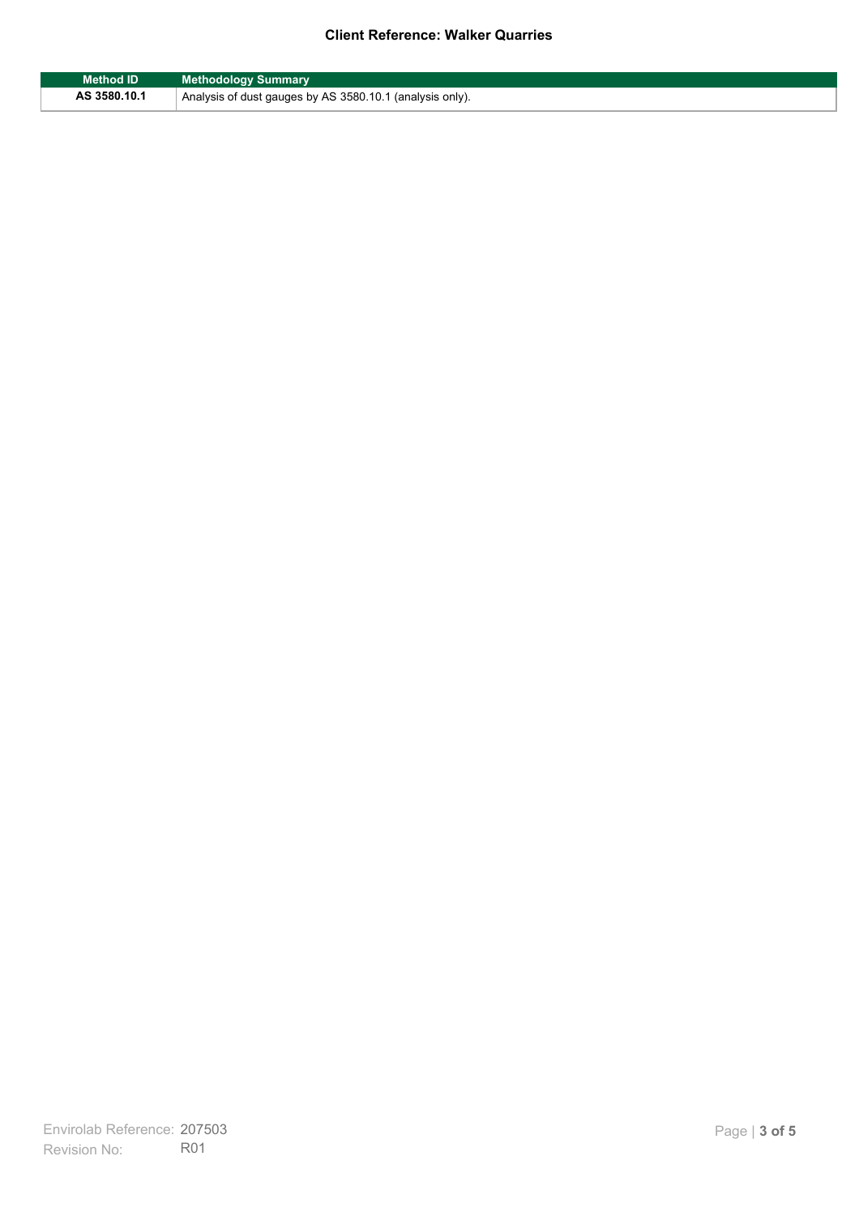| Method ID | Methodology Summary |
| --- | --- |
| **AS 3580.10.1** | Analysis of dust gauges by AS 3580.10.1 (analysis only). |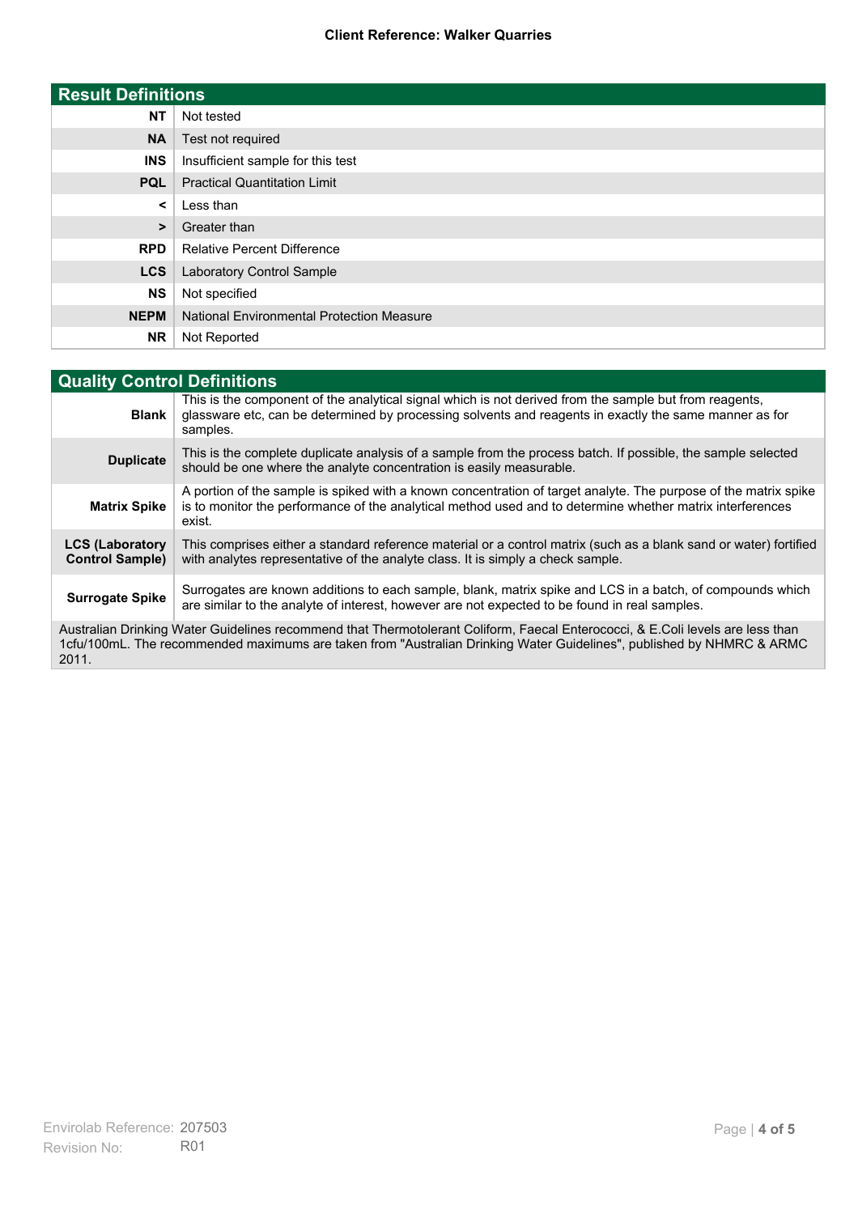**Client Reference: Walker Quarries**

| Result Definitions | |
|---|---|
| **NT** | Not tested |
| **NA** | Test not required |
| **INS** | Insufficient sample for this test |
| **PQL** | Practical Quantitation Limit |
| **<** | Less than |
| **>** | Greater than |
| **RPD** | Relative Percent Difference |
| **LCS** | Laboratory Control Sample |
| **NS** | Not specified |
| **NEPM** | National Environmental Protection Measure |
| **NR** | Not Reported |

| Quality Control Definitions | |
|---|---|
| **Blank** | This is the component of the analytical signal which is not derived from the sample but from reagents, glassware etc, can be determined by processing solvents and reagents in exactly the same manner as for samples. |
| **Duplicate** | This is the complete duplicate analysis of a sample from the process batch. If possible, the sample selected should be one where the analyte concentration is easily measurable. |
| **Matrix Spike** | A portion of the sample is spiked with a known concentration of target analyte. The purpose of the matrix spike is to monitor the performance of the analytical method used and to determine whether matrix interferences exist. |
| **LCS (Laboratory Control Sample)** | This comprises either a standard reference material or a control matrix (such as a blank sand or water) fortified with analytes representative of the analyte class. It is simply a check sample. |
| **Surrogate Spike** | Surrogates are known additions to each sample, blank, matrix spike and LCS in a batch, of compounds which are similar to the analyte of interest, however are not expected to be found in real samples. |

Australian Drinking Water Guidelines recommend that Thermotolerant Coliform, Faecal Enterococci, & E.Coli levels are less than 1cfu/100mL. The recommended maximums are taken from "Australian Drinking Water Guidelines", published by NHMRC & ARMC 2011.

Envirolab Reference: 207503
Revision No: R01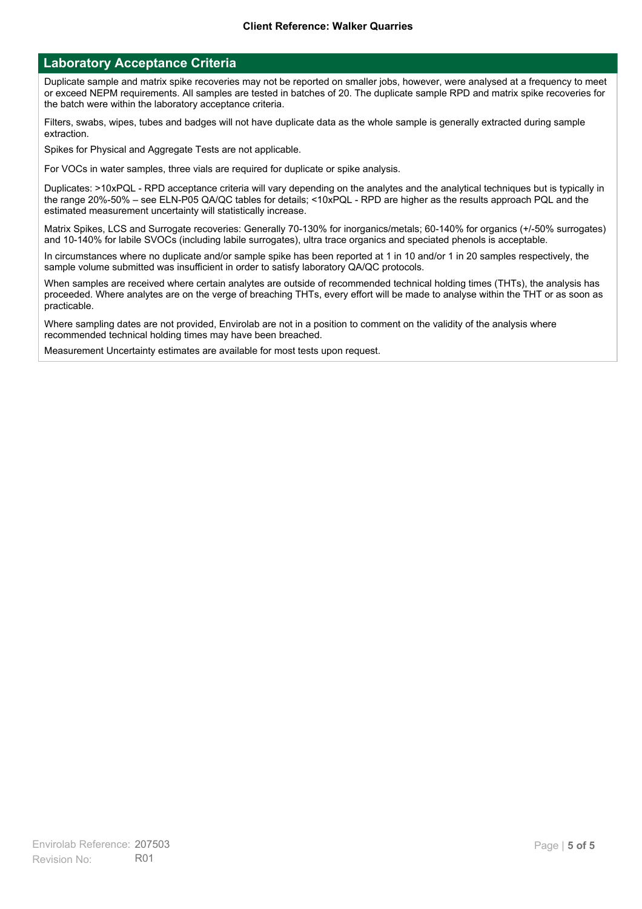## Laboratory Acceptance Criteria

Duplicate sample and matrix spike recoveries may not be reported on smaller jobs, however, were analysed at a frequency to meet or exceed NEPM requirements. All samples are tested in batches of 20. The duplicate sample RPD and matrix spike recoveries for the batch were within the laboratory acceptance criteria.

Filters, swabs, wipes, tubes and badges will not have duplicate data as the whole sample is generally extracted during sample extraction.

Spikes for Physical and Aggregate Tests are not applicable.

For VOCs in water samples, three vials are required for duplicate or spike analysis.

Duplicates: >10xPQL - RPD acceptance criteria will vary depending on the analytes and the analytical techniques but is typically in the range 20%-50% – see ELN-P05 QA/QC tables for details; <10xPQL - RPD are higher as the results approach PQL and the estimated measurement uncertainty will statistically increase.

Matrix Spikes, LCS and Surrogate recoveries: Generally 70-130% for inorganics/metals; 60-140% for organics (+/-50% surrogates) and 10-140% for labile SVOCs (including labile surrogates), ultra trace organics and speciated phenols is acceptable.

In circumstances where no duplicate and/or sample spike has been reported at 1 in 10 and/or 1 in 20 samples respectively, the sample volume submitted was insufficient in order to satisfy laboratory QA/QC protocols.

When samples are received where certain analytes are outside of recommended technical holding times (THTs), the analysis has proceeded. Where analytes are on the verge of breaching THTs, every effort will be made to analyse within the THT or as soon as practicable.

Where sampling dates are not provided, Envirolab are not in a position to comment on the validity of the analysis where recommended technical holding times may have been breached.

Measurement Uncertainty estimates are available for most tests upon request.